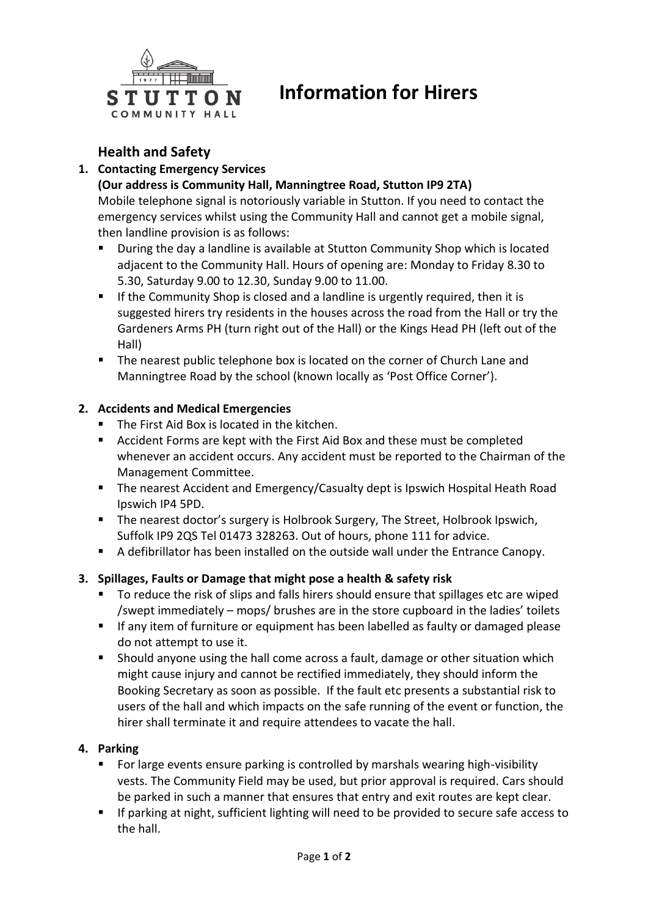# Information for Hirers

## Health and Safety

1. **Contacting Emergency Services**
   **(Our address is Community Hall, Manningtree Road, Stutton IP9 2TA)**
   Mobile telephone signal is notoriously variable in Stutton. If you need to contact the emergency services whilst using the Community Hall and cannot get a mobile signal, then landline provision is as follows:
   - During the day a landline is available at Stutton Community Shop which is located adjacent to the Community Hall. Hours of opening are: Monday to Friday 8.30 to 5.30, Saturday 9.00 to 12.30, Sunday 9.00 to 11.00.
   - If the Community Shop is closed and a landline is urgently required, then it is suggested hirers try residents in the houses across the road from the Hall or try the Gardeners Arms PH (turn right out of the Hall) or the Kings Head PH (left out of the Hall)
   - The nearest public telephone box is located on the corner of Church Lane and Manningtree Road by the school (known locally as 'Post Office Corner').

2. **Accidents and Medical Emergencies**
   - The First Aid Box is located in the kitchen.
   - Accident Forms are kept with the First Aid Box and these must be completed whenever an accident occurs. Any accident must be reported to the Chairman of the Management Committee.
   - The nearest Accident and Emergency/Casualty dept is Ipswich Hospital Heath Road Ipswich IP4 5PD.
   - The nearest doctor's surgery is Holbrook Surgery, The Street, Holbrook Ipswich, Suffolk IP9 2QS Tel 01473 328263. Out of hours, phone 111 for advice.
   - A defibrillator has been installed on the outside wall under the Entrance Canopy.

3. **Spillages, Faults or Damage that might pose a health & safety risk**
   - To reduce the risk of slips and falls hirers should ensure that spillages etc are wiped /swept immediately – mops/ brushes are in the store cupboard in the ladies' toilets
   - If any item of furniture or equipment has been labelled as faulty or damaged please do not attempt to use it.
   - Should anyone using the hall come across a fault, damage or other situation which might cause injury and cannot be rectified immediately, they should inform the Booking Secretary as soon as possible. If the fault etc presents a substantial risk to users of the hall and which impacts on the safe running of the event or function, the hirer shall terminate it and require attendees to vacate the hall.

4. **Parking**
   - For large events ensure parking is controlled by marshals wearing high-visibility vests. The Community Field may be used, but prior approval is required. Cars should be parked in such a manner that ensures that entry and exit routes are kept clear.
   - If parking at night, sufficient lighting will need to be provided to secure safe access to the hall.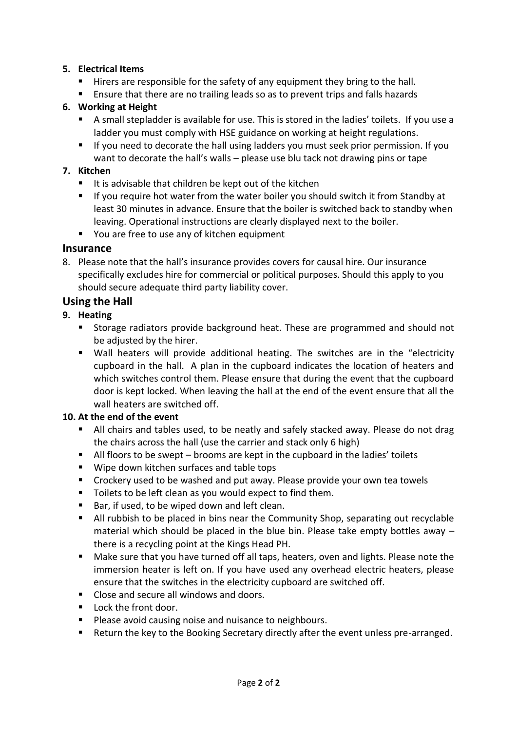5. **Electrical Items**
   - Hirers are responsible for the safety of any equipment they bring to the hall.
   - Ensure that there are no trailing leads so as to prevent trips and falls hazards
6. **Working at Height**
   - A small stepladder is available for use. This is stored in the ladies' toilets. If you use a ladder you must comply with HSE guidance on working at height regulations.
   - If you need to decorate the hall using ladders you must seek prior permission. If you want to decorate the hall's walls – please use blu tack not drawing pins or tape
7. **Kitchen**
   - It is advisable that children be kept out of the kitchen
   - If you require hot water from the water boiler you should switch it from Standby at least 30 minutes in advance. Ensure that the boiler is switched back to standby when leaving. Operational instructions are clearly displayed next to the boiler.
   - You are free to use any of kitchen equipment

## Insurance

8. Please note that the hall's insurance provides covers for causal hire. Our insurance specifically excludes hire for commercial or political purposes. Should this apply to you should secure adequate third party liability cover.

## Using the Hall

9. **Heating**
   - Storage radiators provide background heat. These are programmed and should not be adjusted by the hirer.
   - Wall heaters will provide additional heating. The switches are in the "electricity cupboard in the hall. A plan in the cupboard indicates the location of heaters and which switches control them. Please ensure that during the event that the cupboard door is kept locked. When leaving the hall at the end of the event ensure that all the wall heaters are switched off.
10. **At the end of the event**
    - All chairs and tables used, to be neatly and safely stacked away. Please do not drag the chairs across the hall (use the carrier and stack only 6 high)
    - All floors to be swept – brooms are kept in the cupboard in the ladies' toilets
    - Wipe down kitchen surfaces and table tops
    - Crockery used to be washed and put away. Please provide your own tea towels
    - Toilets to be left clean as you would expect to find them.
    - Bar, if used, to be wiped down and left clean.
    - All rubbish to be placed in bins near the Community Shop, separating out recyclable material which should be placed in the blue bin. Please take empty bottles away – there is a recycling point at the Kings Head PH.
    - Make sure that you have turned off all taps, heaters, oven and lights. Please note the immersion heater is left on. If you have used any overhead electric heaters, please ensure that the switches in the electricity cupboard are switched off.
    - Close and secure all windows and doors.
    - Lock the front door.
    - Please avoid causing noise and nuisance to neighbours.
    - Return the key to the Booking Secretary directly after the event unless pre-arranged.